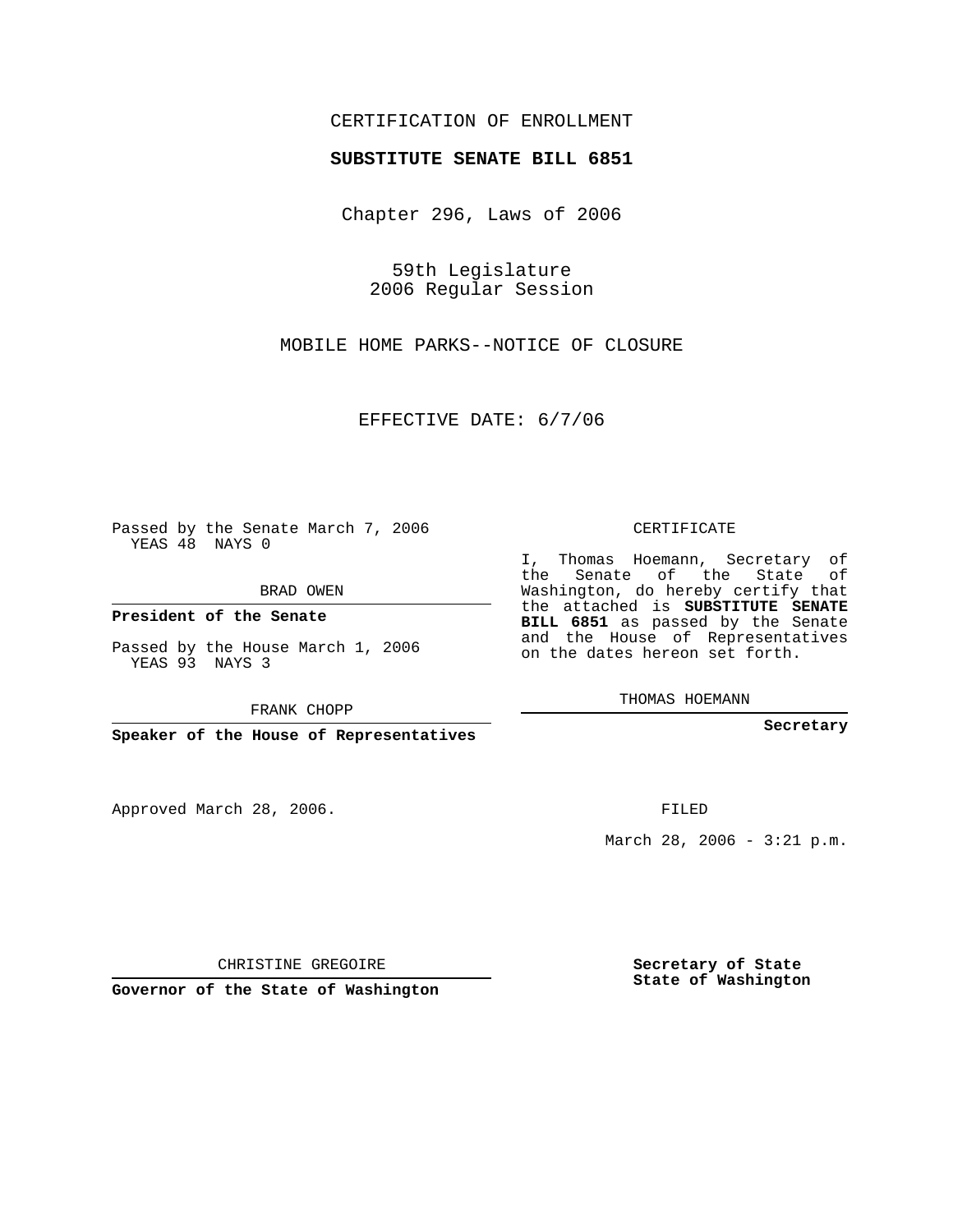CERTIFICATION OF ENROLLMENT

**SUBSTITUTE SENATE BILL 6851**

Chapter 296, Laws of 2006

59th Legislature
2006 Regular Session

MOBILE HOME PARKS--NOTICE OF CLOSURE

EFFECTIVE DATE: 6/7/06

Passed by the Senate March 7, 2006
YEAS 48 NAYS 0

BRAD OWEN

**President of the Senate**

Passed by the House March 1, 2006
YEAS 93 NAYS 3

FRANK CHOPP

**Speaker of the House of Representatives**

CERTIFICATE

I, Thomas Hoemann, Secretary of the Senate of the State of Washington, do hereby certify that the attached is **SUBSTITUTE SENATE BILL 6851** as passed by the Senate and the House of Representatives on the dates hereon set forth.

THOMAS HOEMANN

**Secretary**

Approved March 28, 2006.

FILED

March 28, 2006 - 3:21 p.m.

CHRISTINE GREGOIRE

**Governor of the State of Washington**

**Secretary of State**
**State of Washington**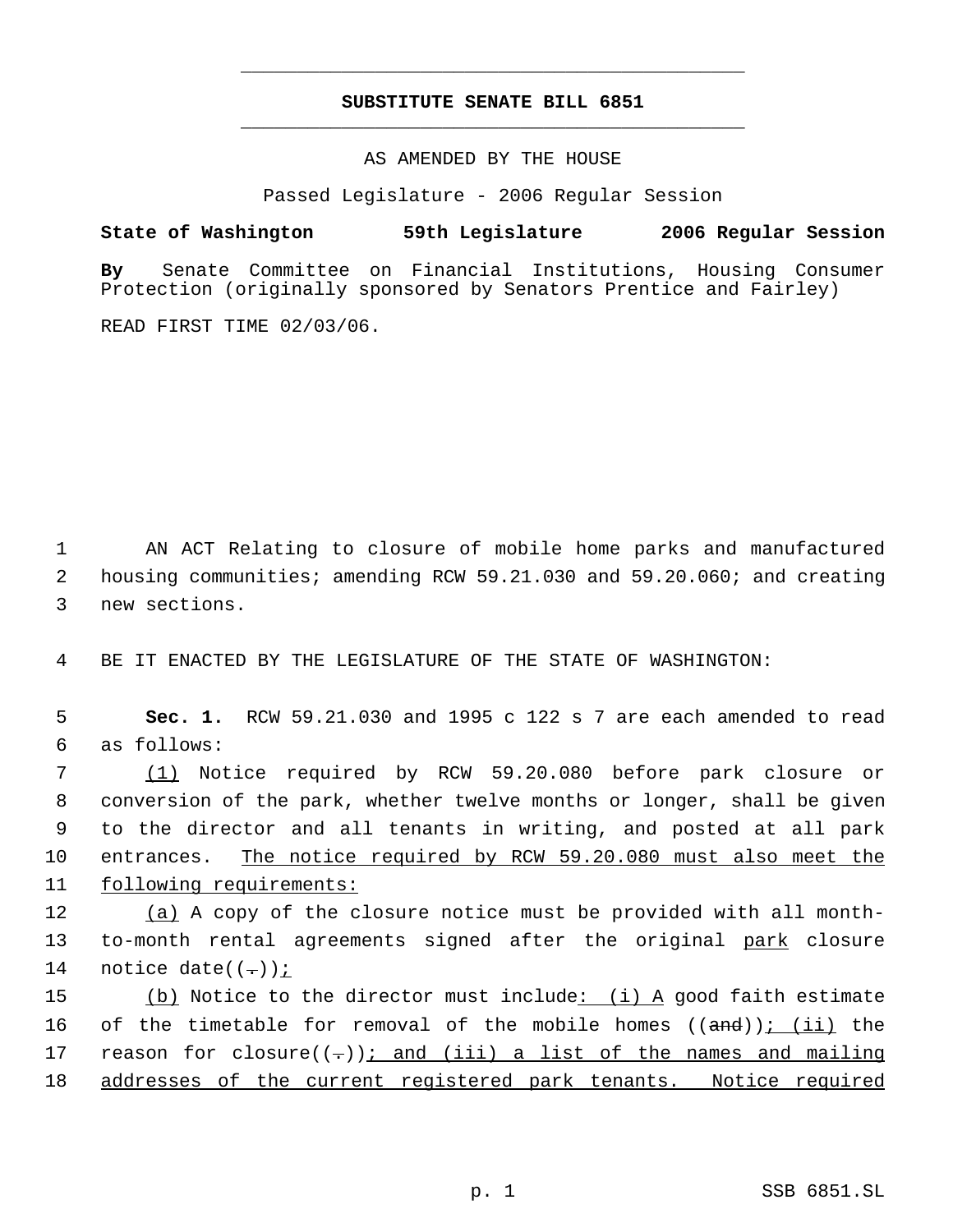# SUBSTITUTE SENATE BILL 6851

AS AMENDED BY THE HOUSE

Passed Legislature - 2006 Regular Session

**State of Washington 59th Legislature 2006 Regular Session**

**By** Senate Committee on Financial Institutions, Housing Consumer Protection (originally sponsored by Senators Prentice and Fairley)

READ FIRST TIME 02/03/06.

AN ACT Relating to closure of mobile home parks and manufactured housing communities; amending RCW 59.21.030 and 59.20.060; and creating new sections.

BE IT ENACTED BY THE LEGISLATURE OF THE STATE OF WASHINGTON:

**Sec. 1.** RCW 59.21.030 and 1995 c 122 s 7 are each amended to read as follows:

(1) Notice required by RCW 59.20.080 before park closure or conversion of the park, whether twelve months or longer, shall be given to the director and all tenants in writing, and posted at all park entrances. The notice required by RCW 59.20.080 must also meet the following requirements:

(a) A copy of the closure notice must be provided with all month-to-month rental agreements signed after the original park closure notice date((.));

(b) Notice to the director must include: (i) A good faith estimate of the timetable for removal of the mobile homes ((and)); (ii) the reason for closure((.)); and (iii) a list of the names and mailing addresses of the current registered park tenants. Notice required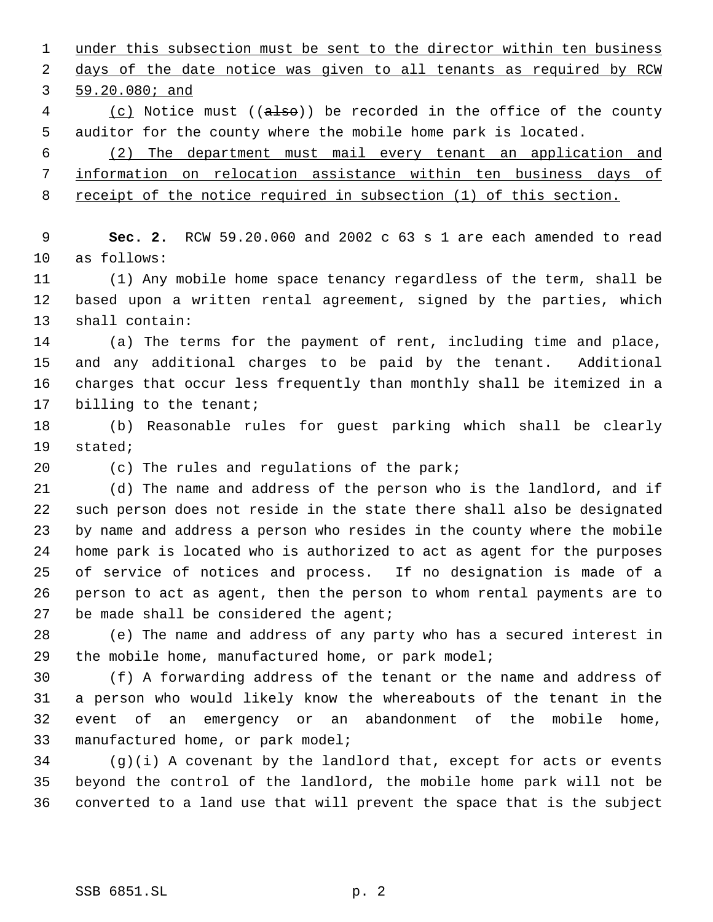under this subsection must be sent to the director within ten business days of the date notice was given to all tenants as required by RCW 59.20.080; and

(c) Notice must ((~~also~~)) be recorded in the office of the county auditor for the county where the mobile home park is located.

(2) The department must mail every tenant an application and information on relocation assistance within ten business days of receipt of the notice required in subsection (1) of this section.

**Sec. 2.** RCW 59.20.060 and 2002 c 63 s 1 are each amended to read as follows:

(1) Any mobile home space tenancy regardless of the term, shall be based upon a written rental agreement, signed by the parties, which shall contain:

(a) The terms for the payment of rent, including time and place, and any additional charges to be paid by the tenant. Additional charges that occur less frequently than monthly shall be itemized in a billing to the tenant;

(b) Reasonable rules for guest parking which shall be clearly stated;

(c) The rules and regulations of the park;

(d) The name and address of the person who is the landlord, and if such person does not reside in the state there shall also be designated by name and address a person who resides in the county where the mobile home park is located who is authorized to act as agent for the purposes of service of notices and process. If no designation is made of a person to act as agent, then the person to whom rental payments are to be made shall be considered the agent;

(e) The name and address of any party who has a secured interest in the mobile home, manufactured home, or park model;

(f) A forwarding address of the tenant or the name and address of a person who would likely know the whereabouts of the tenant in the event of an emergency or an abandonment of the mobile home, manufactured home, or park model;

(g)(i) A covenant by the landlord that, except for acts or events beyond the control of the landlord, the mobile home park will not be converted to a land use that will prevent the space that is the subject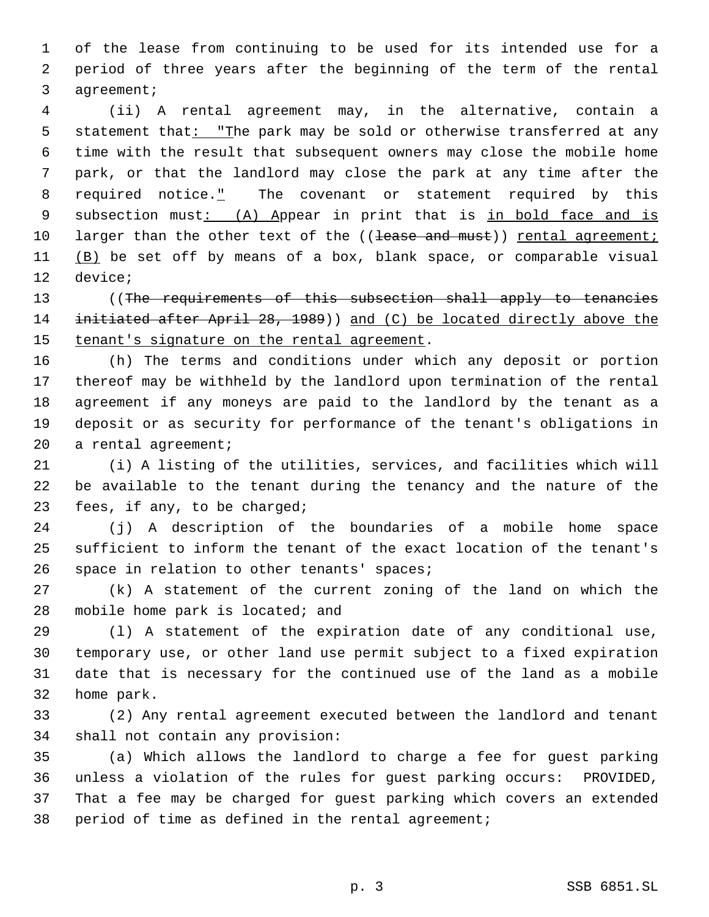of the lease from continuing to be used for its intended use for a period of three years after the beginning of the term of the rental agreement;

(ii) A rental agreement may, in the alternative, contain a statement that: "The park may be sold or otherwise transferred at any time with the result that subsequent owners may close the mobile home park, or that the landlord may close the park at any time after the required notice." The covenant or statement required by this subsection must: (A) Appear in print that is in bold face and is larger than the other text of the ((~~lease and must~~)) rental agreement; (B) be set off by means of a box, blank space, or comparable visual device;

((~~The requirements of this subsection shall apply to tenancies initiated after April 28, 1989~~)) and (C) be located directly above the tenant's signature on the rental agreement.

(h) The terms and conditions under which any deposit or portion thereof may be withheld by the landlord upon termination of the rental agreement if any moneys are paid to the landlord by the tenant as a deposit or as security for performance of the tenant's obligations in a rental agreement;

(i) A listing of the utilities, services, and facilities which will be available to the tenant during the tenancy and the nature of the fees, if any, to be charged;

(j) A description of the boundaries of a mobile home space sufficient to inform the tenant of the exact location of the tenant's space in relation to other tenants' spaces;

(k) A statement of the current zoning of the land on which the mobile home park is located; and

(l) A statement of the expiration date of any conditional use, temporary use, or other land use permit subject to a fixed expiration date that is necessary for the continued use of the land as a mobile home park.

(2) Any rental agreement executed between the landlord and tenant shall not contain any provision:

(a) Which allows the landlord to charge a fee for guest parking unless a violation of the rules for guest parking occurs: PROVIDED, That a fee may be charged for guest parking which covers an extended period of time as defined in the rental agreement;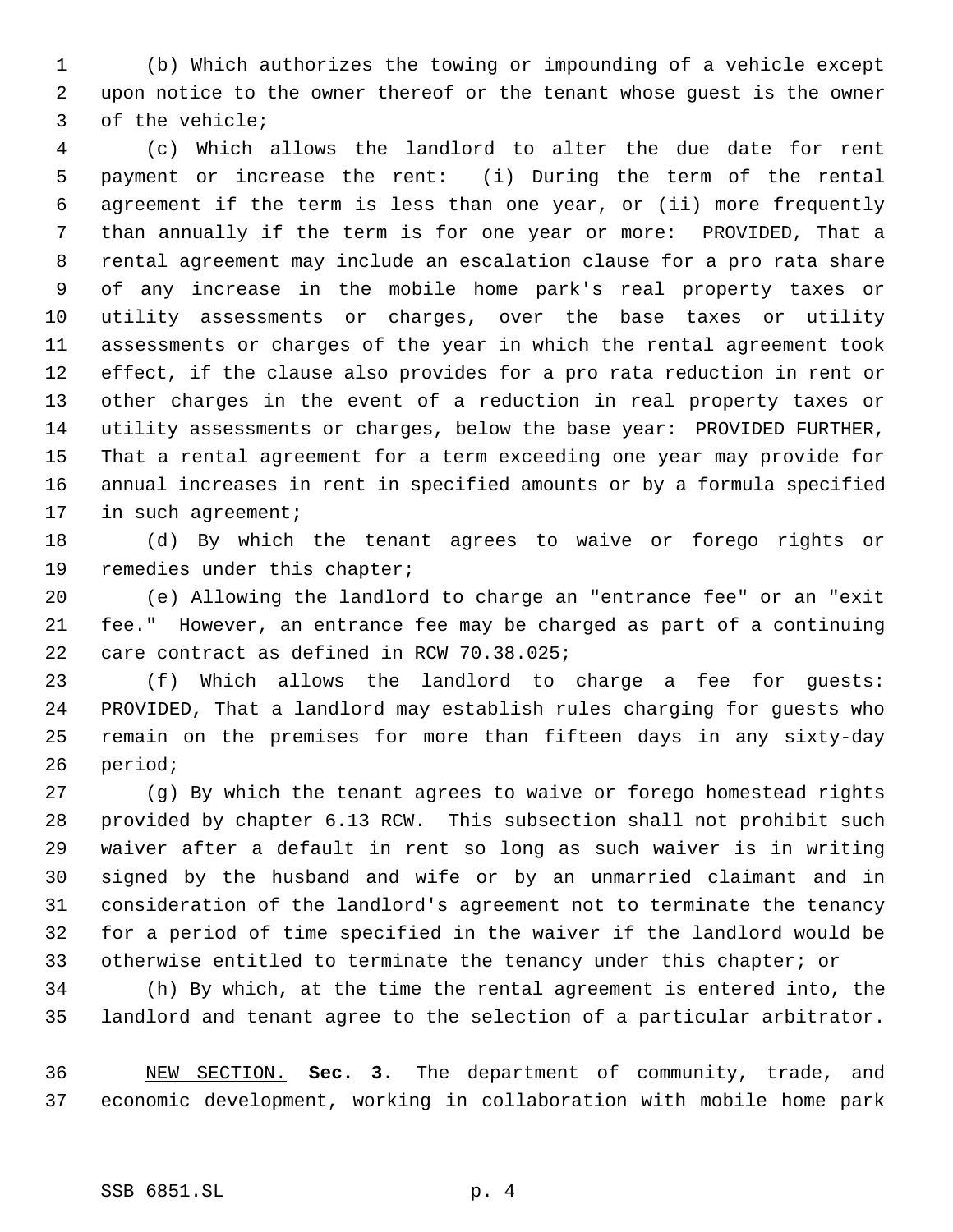(b) Which authorizes the towing or impounding of a vehicle except upon notice to the owner thereof or the tenant whose guest is the owner of the vehicle;

(c) Which allows the landlord to alter the due date for rent payment or increase the rent: (i) During the term of the rental agreement if the term is less than one year, or (ii) more frequently than annually if the term is for one year or more: PROVIDED, That a rental agreement may include an escalation clause for a pro rata share of any increase in the mobile home park's real property taxes or utility assessments or charges, over the base taxes or utility assessments or charges of the year in which the rental agreement took effect, if the clause also provides for a pro rata reduction in rent or other charges in the event of a reduction in real property taxes or utility assessments or charges, below the base year: PROVIDED FURTHER, That a rental agreement for a term exceeding one year may provide for annual increases in rent in specified amounts or by a formula specified in such agreement;

(d) By which the tenant agrees to waive or forego rights or remedies under this chapter;

(e) Allowing the landlord to charge an "entrance fee" or an "exit fee." However, an entrance fee may be charged as part of a continuing care contract as defined in RCW 70.38.025;

(f) Which allows the landlord to charge a fee for guests: PROVIDED, That a landlord may establish rules charging for guests who remain on the premises for more than fifteen days in any sixty-day period;

(g) By which the tenant agrees to waive or forego homestead rights provided by chapter 6.13 RCW. This subsection shall not prohibit such waiver after a default in rent so long as such waiver is in writing signed by the husband and wife or by an unmarried claimant and in consideration of the landlord's agreement not to terminate the tenancy for a period of time specified in the waiver if the landlord would be otherwise entitled to terminate the tenancy under this chapter; or

(h) By which, at the time the rental agreement is entered into, the landlord and tenant agree to the selection of a particular arbitrator.

NEW SECTION. **Sec. 3.** The department of community, trade, and economic development, working in collaboration with mobile home park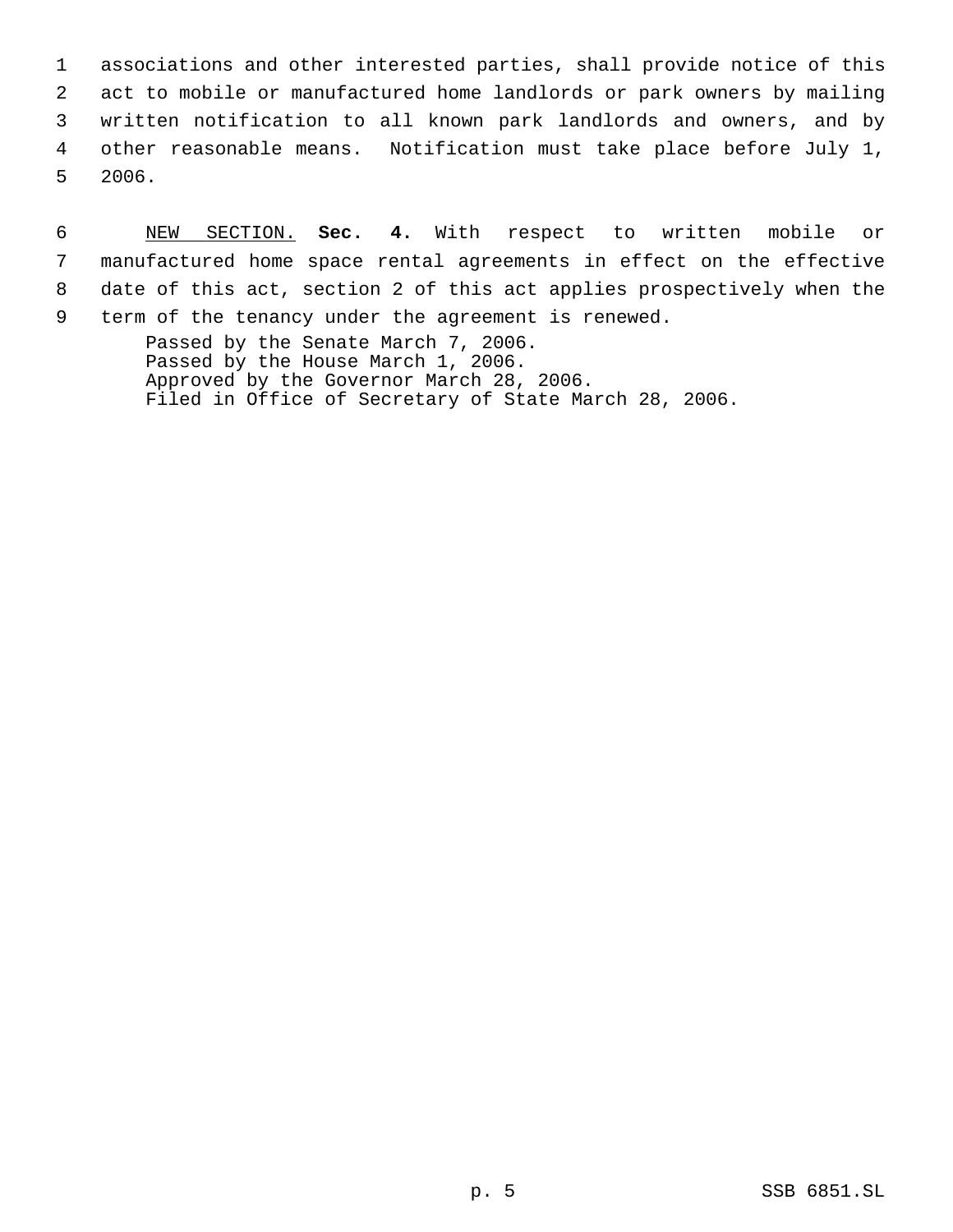associations and other interested parties, shall provide notice of this act to mobile or manufactured home landlords or park owners by mailing written notification to all known park landlords and owners, and by other reasonable means. Notification must take place before July 1, 2006.

NEW SECTION. **Sec. 4.** With respect to written mobile or manufactured home space rental agreements in effect on the effective date of this act, section 2 of this act applies prospectively when the term of the tenancy under the agreement is renewed.

Passed by the Senate March 7, 2006.
Passed by the House March 1, 2006.
Approved by the Governor March 28, 2006.
Filed in Office of Secretary of State March 28, 2006.